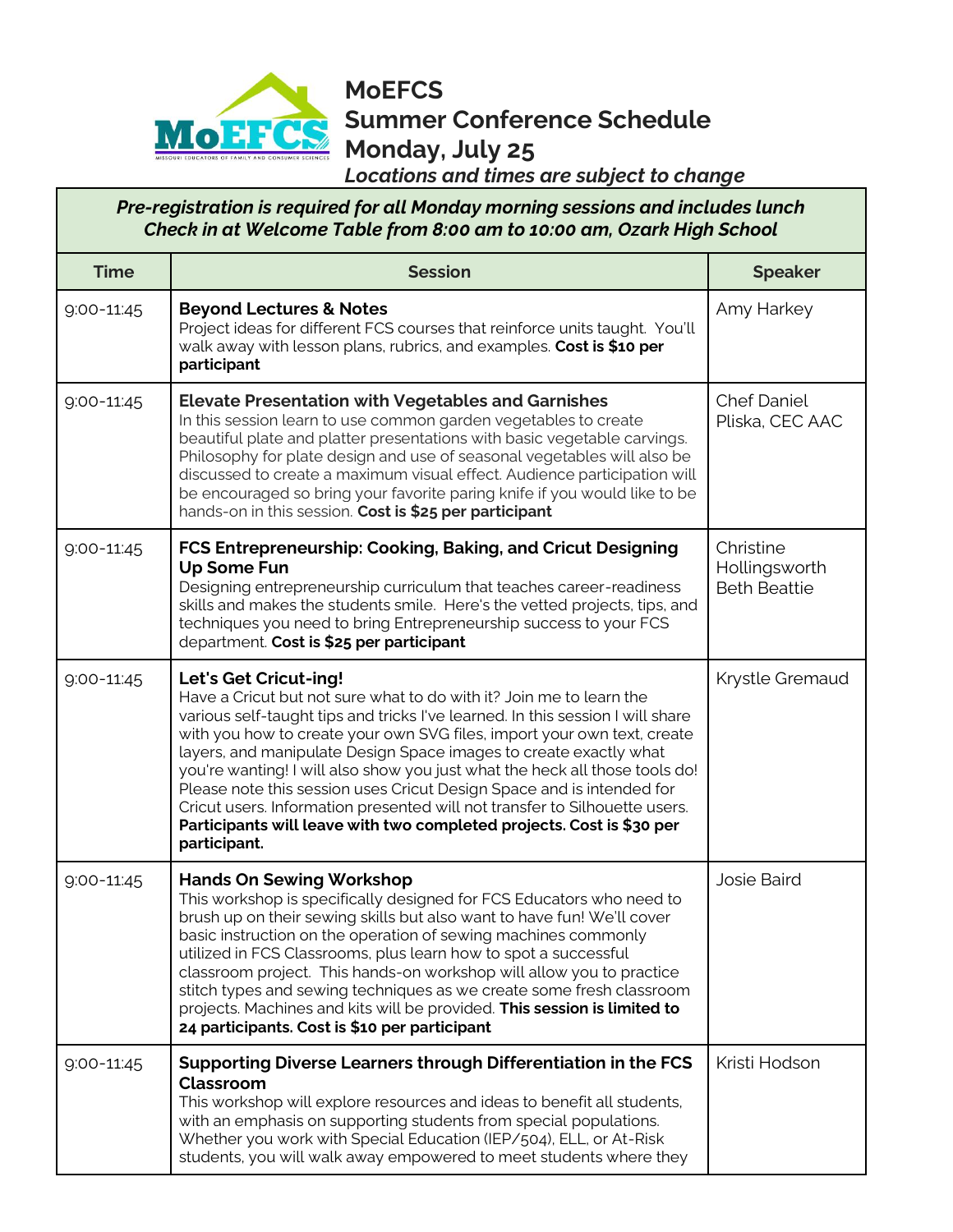# MoEFCS Summer Conference Schedule Monday, July 25

*Locations and times are subject to change*

***Pre-registration is required for all Monday morning sessions and includes lunch***
***Check in at Welcome Table from 8:00 am to 10:00 am, Ozark High School***

| Time | Session | Speaker |
|---|---|---|
| 9:00-11:45 | **Beyond Lectures & Notes** Project ideas for different FCS courses that reinforce units taught. You'll walk away with lesson plans, rubrics, and examples. **Cost is $10 per participant** | Amy Harkey |
| 9:00-11:45 | **Elevate Presentation with Vegetables and Garnishes** In this session learn to use common garden vegetables to create beautiful plate and platter presentations with basic vegetable carvings. Philosophy for plate design and use of seasonal vegetables will also be discussed to create a maximum visual effect. Audience participation will be encouraged so bring your favorite paring knife if you would like to be hands-on in this session. **Cost is $25 per participant** | Chef Daniel Pliska, CEC AAC |
| 9:00-11:45 | **FCS Entrepreneurship: Cooking, Baking, and Cricut Designing Up Some Fun** Designing entrepreneurship curriculum that teaches career-readiness skills and makes the students smile. Here's the vetted projects, tips, and techniques you need to bring Entrepreneurship success to your FCS department. **Cost is $25 per participant** | Christine Hollingsworth<br>Beth Beattie |
| 9:00-11:45 | **Let's Get Cricut-ing!** Have a Cricut but not sure what to do with it? Join me to learn the various self-taught tips and tricks I've learned. In this session I will share with you how to create your own SVG files, import your own text, create layers, and manipulate Design Space images to create exactly what you're wanting! I will also show you just what the heck all those tools do! Please note this session uses Cricut Design Space and is intended for Cricut users. Information presented will not transfer to Silhouette users. **Participants will leave with two completed projects. Cost is $30 per participant.** | Krystle Gremaud |
| 9:00-11:45 | **Hands On Sewing Workshop** This workshop is specifically designed for FCS Educators who need to brush up on their sewing skills but also want to have fun! We'll cover basic instruction on the operation of sewing machines commonly utilized in FCS Classrooms, plus learn how to spot a successful classroom project. This hands-on workshop will allow you to practice stitch types and sewing techniques as we create some fresh classroom projects. Machines and kits will be provided. **This session is limited to 24 participants. Cost is $10 per participant** | Josie Baird |
| 9:00-11:45 | **Supporting Diverse Learners through Differentiation in the FCS Classroom** This workshop will explore resources and ideas to benefit all students, with an emphasis on supporting students from special populations. Whether you work with Special Education (IEP/504), ELL, or At-Risk students, you will walk away empowered to meet students where they | Kristi Hodson |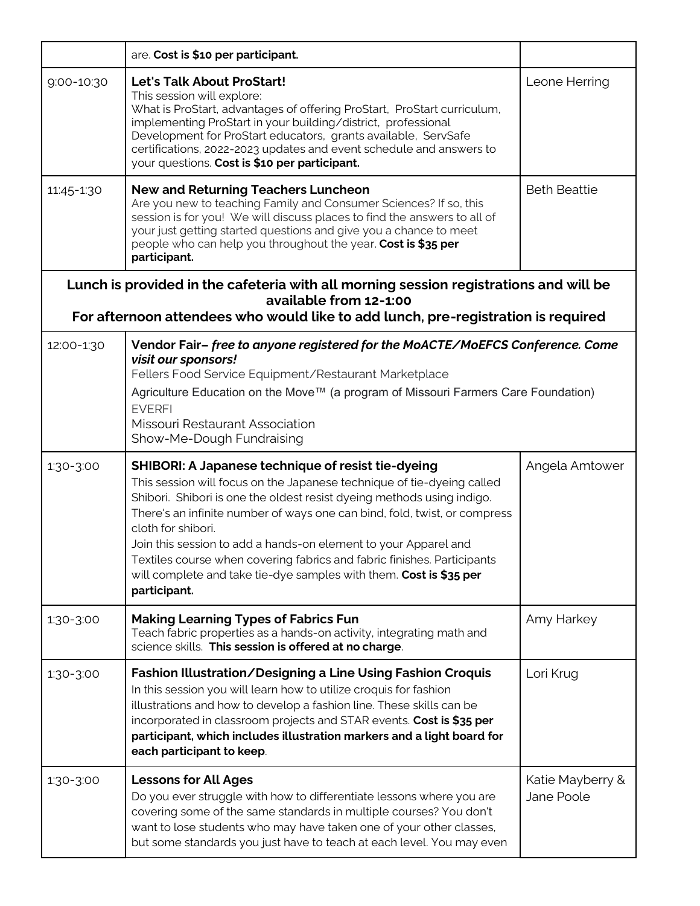|  |  |  |
| --- | --- | --- |
|  | are. **Cost is $10 per participant.** |  |
| 9:00-10:30 | **Let's Talk About ProStart!**<br>This session will explore:<br>What is ProStart, advantages of offering ProStart, ProStart curriculum, implementing ProStart in your building/district, professional Development for ProStart educators, grants available, ServSafe certifications, 2022-2023 updates and event schedule and answers to your questions. **Cost is $10 per participant.** | Leone Herring |
| 11:45-1:30 | **New and Returning Teachers Luncheon**<br>Are you new to teaching Family and Consumer Sciences? If so, this session is for you! We will discuss places to find the answers to all of your just getting started questions and give you a chance to meet people who can help you throughout the year. **Cost is $35 per participant.** | Beth Beattie |
| **Lunch is provided in the cafeteria with all morning session registrations and will be available from 12-1:00**<br>**For afternoon attendees who would like to add lunch, pre-registration is required** |  |  |
| 12:00-1:30 | **Vendor Fair–** ***free to anyone registered for the MoACTE/MoEFCS Conference. Come visit our sponsors!***<br>Fellers Food Service Equipment/Restaurant Marketplace<br>Agriculture Education on the Move™ (a program of Missouri Farmers Care Foundation)<br>EVERFI<br>Missouri Restaurant Association<br>Show-Me-Dough Fundraising |  |
| 1:30-3:00 | **SHIBORI: A Japanese technique of resist tie-dyeing**<br>This session will focus on the Japanese technique of tie-dyeing called Shibori. Shibori is one the oldest resist dyeing methods using indigo. There's an infinite number of ways one can bind, fold, twist, or compress cloth for shibori.<br>Join this session to add a hands-on element to your Apparel and Textiles course when covering fabrics and fabric finishes. Participants will complete and take tie-dye samples with them. **Cost is $35 per participant.** | Angela Amtower |
| 1:30-3:00 | **Making Learning Types of Fabrics Fun**<br>Teach fabric properties as a hands-on activity, integrating math and science skills. **This session is offered at no charge**. | Amy Harkey |
| 1:30-3:00 | **Fashion Illustration/Designing a Line Using Fashion Croquis**<br>In this session you will learn how to utilize croquis for fashion illustrations and how to develop a fashion line. These skills can be incorporated in classroom projects and STAR events. **Cost is $35 per participant, which includes illustration markers and a light board for each participant to keep**. | Lori Krug |
| 1:30-3:00 | **Lessons for All Ages**<br>Do you ever struggle with how to differentiate lessons where you are covering some of the same standards in multiple courses? You don't want to lose students who may have taken one of your other classes, but some standards you just have to teach at each level. You may even | Katie Mayberry & Jane Poole |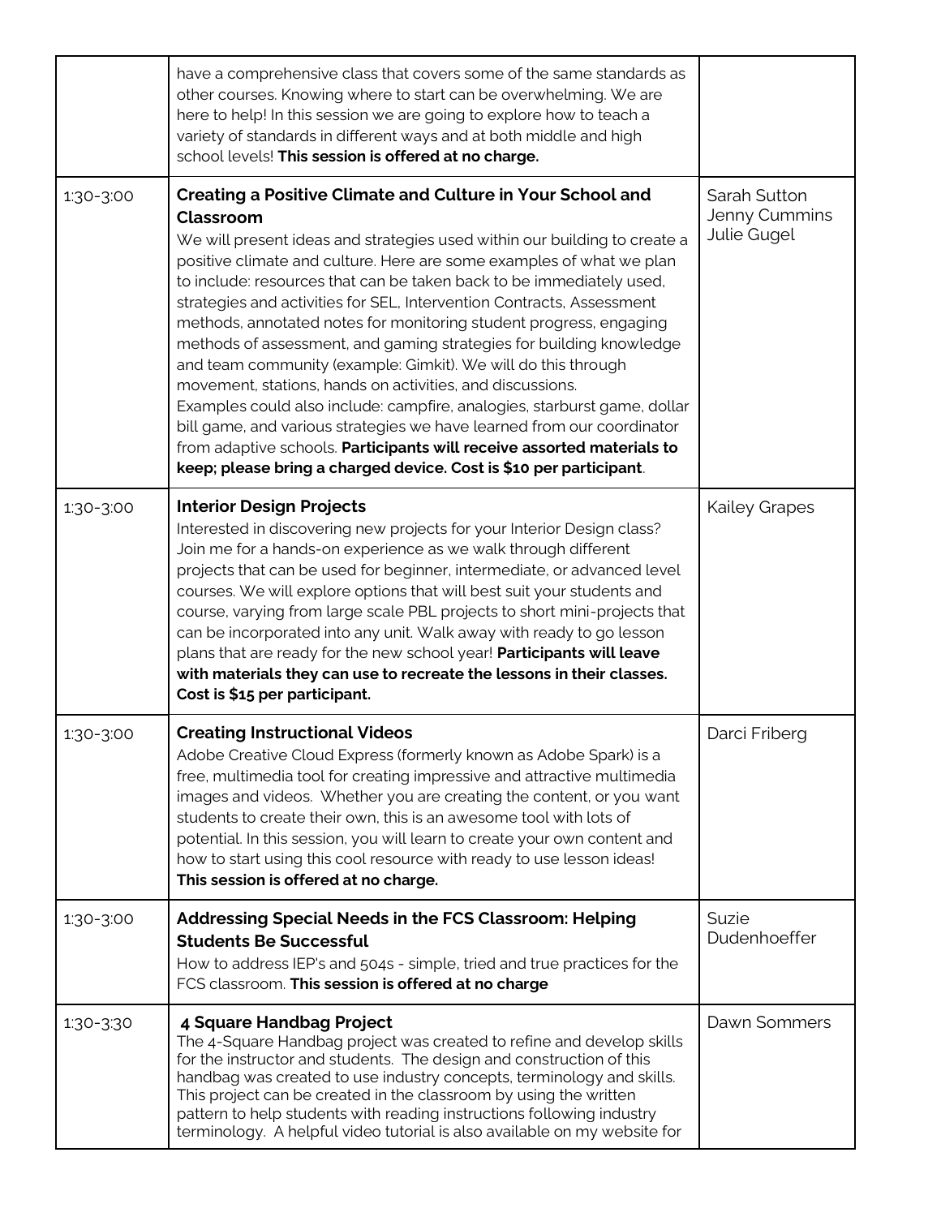| | | |
|---|---|---|
| | have a comprehensive class that covers some of the same standards as other courses. Knowing where to start can be overwhelming. We are here to help! In this session we are going to explore how to teach a variety of standards in different ways and at both middle and high school levels! **This session is offered at no charge.** | |
| 1:30-3:00 | **Creating a Positive Climate and Culture in Your School and Classroom**<br>We will present ideas and strategies used within our building to create a positive climate and culture. Here are some examples of what we plan to include: resources that can be taken back to be immediately used, strategies and activities for SEL, Intervention Contracts, Assessment methods, annotated notes for monitoring student progress, engaging methods of assessment, and gaming strategies for building knowledge and team community (example: Gimkit). We will do this through movement, stations, hands on activities, and discussions.<br>Examples could also include: campfire, analogies, starburst game, dollar bill game, and various strategies we have learned from our coordinator from adaptive schools. **Participants will receive assorted materials to keep; please bring a charged device. Cost is $10 per participant**. | Sarah Sutton<br>Jenny Cummins<br>Julie Gugel |
| 1:30-3:00 | **Interior Design Projects**<br>Interested in discovering new projects for your Interior Design class? Join me for a hands-on experience as we walk through different projects that can be used for beginner, intermediate, or advanced level courses. We will explore options that will best suit your students and course, varying from large scale PBL projects to short mini-projects that can be incorporated into any unit. Walk away with ready to go lesson plans that are ready for the new school year! **Participants will leave with materials they can use to recreate the lessons in their classes. Cost is $15 per participant.** | Kailey Grapes |
| 1:30-3:00 | **Creating Instructional Videos**<br>Adobe Creative Cloud Express (formerly known as Adobe Spark) is a free, multimedia tool for creating impressive and attractive multimedia images and videos. Whether you are creating the content, or you want students to create their own, this is an awesome tool with lots of potential. In this session, you will learn to create your own content and how to start using this cool resource with ready to use lesson ideas!<br>**This session is offered at no charge.** | Darci Friberg |
| 1:30-3:00 | **Addressing Special Needs in the FCS Classroom: Helping Students Be Successful**<br>How to address IEP's and 504s - simple, tried and true practices for the FCS classroom. **This session is offered at no charge** | Suzie Dudenhoeffer |
| 1:30-3:30 | **4 Square Handbag Project**<br>The 4-Square Handbag project was created to refine and develop skills for the instructor and students. The design and construction of this handbag was created to use industry concepts, terminology and skills. This project can be created in the classroom by using the written pattern to help students with reading instructions following industry terminology. A helpful video tutorial is also available on my website for | Dawn Sommers |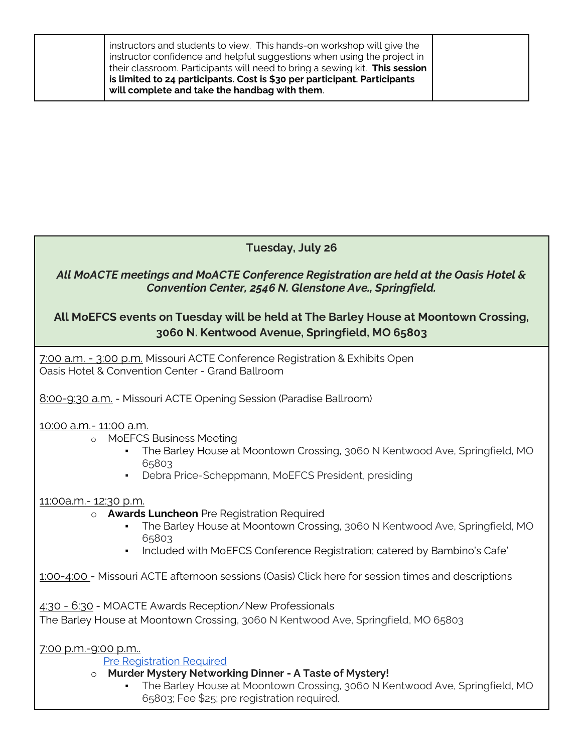|  | instructors and students to view. This hands-on workshop will give the instructor confidence and helpful suggestions when using the project in their classroom. Participants will need to bring a sewing kit. **This session is limited to 24 participants. Cost is $30 per participant. Participants will complete and take the handbag with them**. |  |
|---|---|---|

## Tuesday, July 26

***All MoACTE meetings and MoACTE Conference Registration are held at the Oasis Hotel & Convention Center, 2546 N. Glenstone Ave., Springfield.***

**All MoEFCS events on Tuesday will be held at The Barley House at Moontown Crossing, 3060 N. Kentwood Avenue, Springfield, MO 65803**

7:00 a.m. - 3:00 p.m. Missouri ACTE Conference Registration & Exhibits Open
Oasis Hotel & Convention Center - Grand Ballroom

8:00-9:30 a.m. - Missouri ACTE Opening Session (Paradise Ballroom)

10:00 a.m.- 11:00 a.m.

- MoEFCS Business Meeting
  - The Barley House at Moontown Crossing, 3060 N Kentwood Ave, Springfield, MO 65803
  - Debra Price-Scheppmann, MoEFCS President, presiding

11:00a.m.- 12:30 p.m.

- **Awards Luncheon** Pre Registration Required
  - The Barley House at Moontown Crossing, 3060 N Kentwood Ave, Springfield, MO 65803
  - Included with MoEFCS Conference Registration; catered by Bambino's Cafe'

1:00-4:00 - Missouri ACTE afternoon sessions (Oasis) Click here for session times and descriptions

4:30 - 6:30 - MOACTE Awards Reception/New Professionals
The Barley House at Moontown Crossing, 3060 N Kentwood Ave, Springfield, MO 65803

7:00 p.m.-9:00 p.m..

Pre Registration Required

- **Murder Mystery Networking Dinner - A Taste of Mystery!**
  - The Barley House at Moontown Crossing, 3060 N Kentwood Ave, Springfield, MO 65803; Fee $25; pre registration required.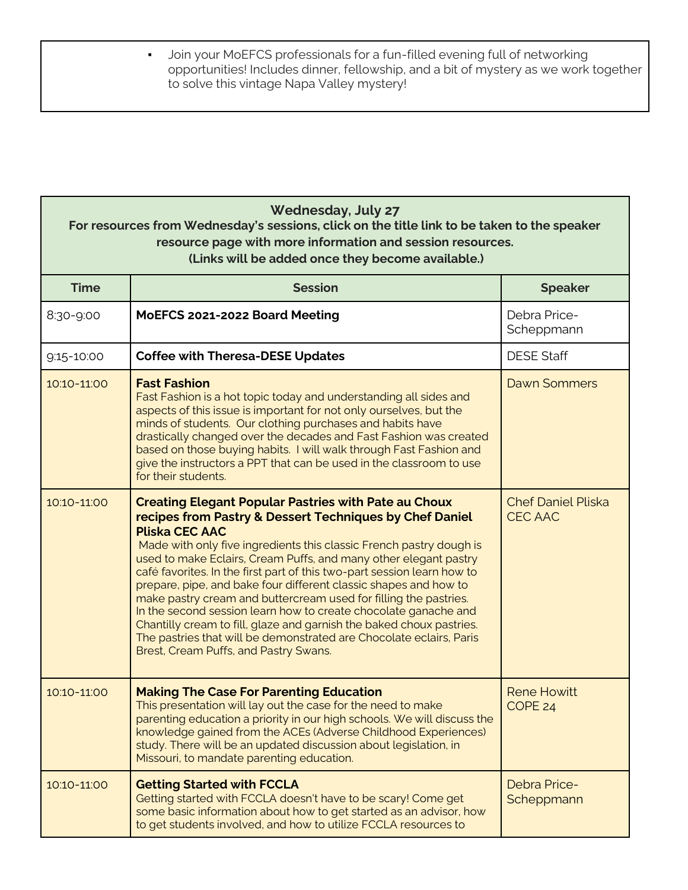| | |
|---|---|
| | ▪ Join your MoEFCS professionals for a fun-filled evening full of networking opportunities! Includes dinner, fellowship, and a bit of mystery as we work together to solve this vintage Napa Valley mystery! |

| **Wednesday, July 27**<br>**For resources from Wednesday's sessions, click on the title link to be taken to the speaker resource page with more information and session resources.**<br>**(Links will be added once they become available.)** | | |
|---|---|---|
| **Time** | **Session** | **Speaker** |
| 8:30-9:00 | **MoEFCS 2021-2022 Board Meeting** | Debra Price-Scheppmann |
| 9:15-10:00 | **Coffee with Theresa-DESE Updates** | DESE Staff |
| 10:10-11:00 | **Fast Fashion**<br>Fast Fashion is a hot topic today and understanding all sides and aspects of this issue is important for not only ourselves, but the minds of students. Our clothing purchases and habits have drastically changed over the decades and Fast Fashion was created based on those buying habits. I will walk through Fast Fashion and give the instructors a PPT that can be used in the classroom to use for their students. | Dawn Sommers |
| 10:10-11:00 | **Creating Elegant Popular Pastries with Pate au Choux recipes from Pastry & Dessert Techniques by Chef Daniel Pliska CEC AAC**<br>Made with only five ingredients this classic French pastry dough is used to make Eclairs, Cream Puffs, and many other elegant pastry café favorites. In the first part of this two-part session learn how to prepare, pipe, and bake four different classic shapes and how to make pastry cream and buttercream used for filling the pastries. In the second session learn how to create chocolate ganache and Chantilly cream to fill, glaze and garnish the baked choux pastries. The pastries that will be demonstrated are Chocolate eclairs, Paris Brest, Cream Puffs, and Pastry Swans. | Chef Daniel Pliska CEC AAC |
| 10:10-11:00 | **Making The Case For Parenting Education**<br>This presentation will lay out the case for the need to make parenting education a priority in our high schools. We will discuss the knowledge gained from the ACEs (Adverse Childhood Experiences) study. There will be an updated discussion about legislation, in Missouri, to mandate parenting education. | Rene Howitt<br>COPE 24 |
| 10:10-11:00 | **Getting Started with FCCLA**<br>Getting started with FCCLA doesn't have to be scary! Come get some basic information about how to get started as an advisor, how to get students involved, and how to utilize FCCLA resources to | Debra Price-Scheppmann |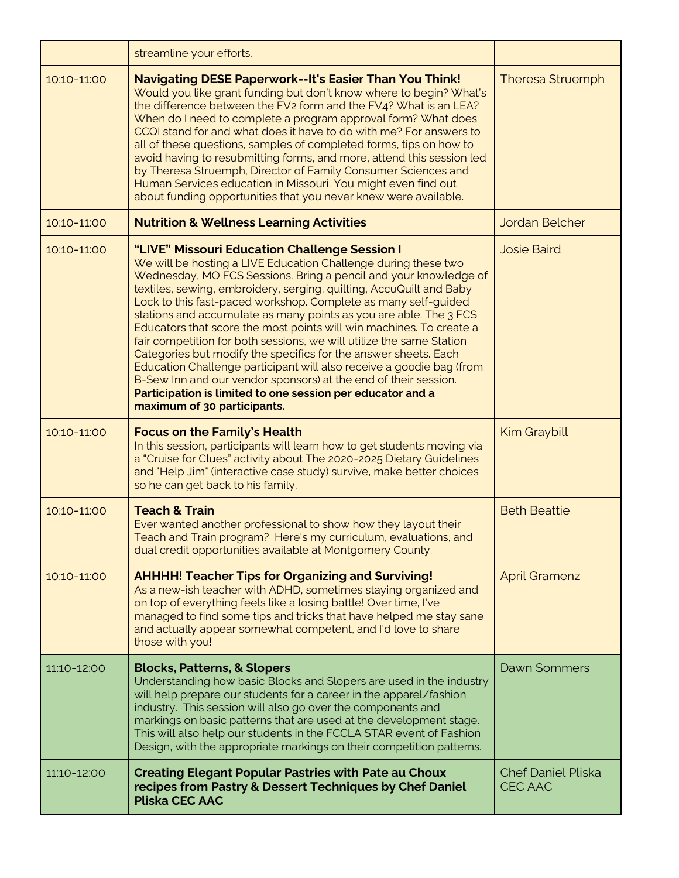| | | |
|---|---|---|
| | streamline your efforts. | |
| 10:10-11:00 | **Navigating DESE Paperwork--It's Easier Than You Think!** Would you like grant funding but don't know where to begin? What's the difference between the FV2 form and the FV4? What is an LEA? When do I need to complete a program approval form? What does CCQI stand for and what does it have to do with me? For answers to all of these questions, samples of completed forms, tips on how to avoid having to resubmitting forms, and more, attend this session led by Theresa Struemph, Director of Family Consumer Sciences and Human Services education in Missouri. You might even find out about funding opportunities that you never knew were available. | Theresa Struemph |
| 10:10-11:00 | **Nutrition & Wellness Learning Activities** | Jordan Belcher |
| 10:10-11:00 | **"LIVE" Missouri Education Challenge Session I** We will be hosting a LIVE Education Challenge during these two Wednesday, MO FCS Sessions. Bring a pencil and your knowledge of textiles, sewing, embroidery, serging, quilting, AccuQuilt and Baby Lock to this fast-paced workshop. Complete as many self-guided stations and accumulate as many points as you are able. The 3 FCS Educators that score the most points will win machines. To create a fair competition for both sessions, we will utilize the same Station Categories but modify the specifics for the answer sheets. Each Education Challenge participant will also receive a goodie bag (from B-Sew Inn and our vendor sponsors) at the end of their session. **Participation is limited to one session per educator and a maximum of 30 participants.** | Josie Baird |
| 10:10-11:00 | **Focus on the Family's Health** In this session, participants will learn how to get students moving via a "Cruise for Clues" activity about The 2020-2025 Dietary Guidelines and "Help Jim" (interactive case study) survive, make better choices so he can get back to his family. | Kim Graybill |
| 10:10-11:00 | **Teach & Train** Ever wanted another professional to show how they layout their Teach and Train program? Here's my curriculum, evaluations, and dual credit opportunities available at Montgomery County. | Beth Beattie |
| 10:10-11:00 | **AHHHH! Teacher Tips for Organizing and Surviving!** As a new-ish teacher with ADHD, sometimes staying organized and on top of everything feels like a losing battle! Over time, I've managed to find some tips and tricks that have helped me stay sane and actually appear somewhat competent, and I'd love to share those with you! | April Gramenz |
| 11:10-12:00 | **Blocks, Patterns, & Slopers** Understanding how basic Blocks and Slopers are used in the industry will help prepare our students for a career in the apparel/fashion industry. This session will also go over the components and markings on basic patterns that are used at the development stage. This will also help our students in the FCCLA STAR event of Fashion Design, with the appropriate markings on their competition patterns. | Dawn Sommers |
| 11:10-12:00 | **Creating Elegant Popular Pastries with Pate au Choux recipes from Pastry & Dessert Techniques by Chef Daniel Pliska CEC AAC** | Chef Daniel Pliska CEC AAC |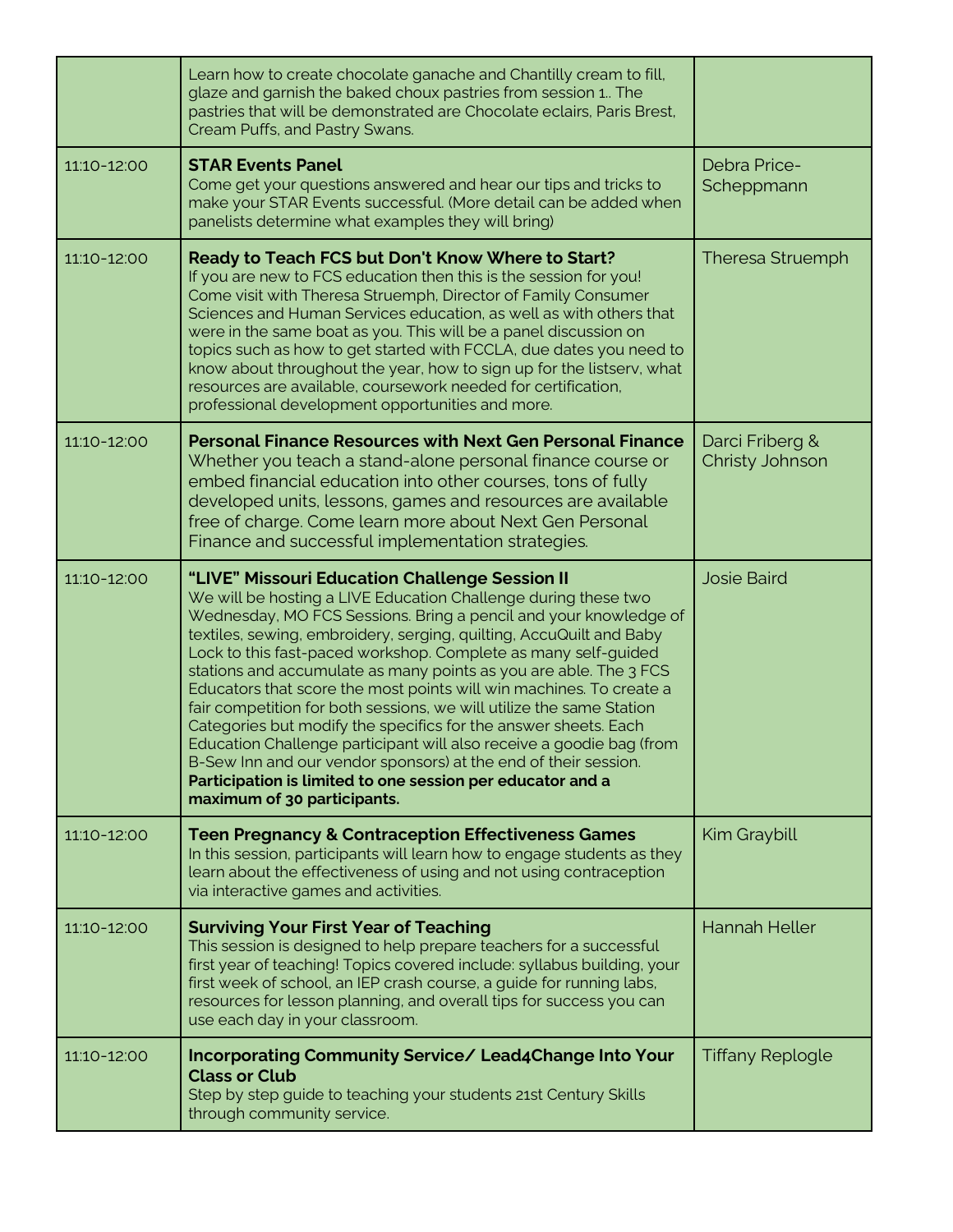| | | |
|---|---|---|
| | Learn how to create chocolate ganache and Chantilly cream to fill, glaze and garnish the baked choux pastries from session 1.. The pastries that will be demonstrated are Chocolate eclairs, Paris Brest, Cream Puffs, and Pastry Swans. | |
| 11:10-12:00 | **STAR Events Panel**<br>Come get your questions answered and hear our tips and tricks to make your STAR Events successful. (More detail can be added when panelists determine what examples they will bring) | Debra Price-Scheppmann |
| 11:10-12:00 | **Ready to Teach FCS but Don't Know Where to Start?**<br>If you are new to FCS education then this is the session for you! Come visit with Theresa Struemph, Director of Family Consumer Sciences and Human Services education, as well as with others that were in the same boat as you. This will be a panel discussion on topics such as how to get started with FCCLA, due dates you need to know about throughout the year, how to sign up for the listserv, what resources are available, coursework needed for certification, professional development opportunities and more. | Theresa Struemph |
| 11:10-12:00 | **Personal Finance Resources with Next Gen Personal Finance**<br>Whether you teach a stand-alone personal finance course or embed financial education into other courses, tons of fully developed units, lessons, games and resources are available free of charge. Come learn more about Next Gen Personal Finance and successful implementation strategies. | Darci Friberg & Christy Johnson |
| 11:10-12:00 | **"LIVE" Missouri Education Challenge Session II**<br>We will be hosting a LIVE Education Challenge during these two Wednesday, MO FCS Sessions. Bring a pencil and your knowledge of textiles, sewing, embroidery, serging, quilting, AccuQuilt and Baby Lock to this fast-paced workshop. Complete as many self-guided stations and accumulate as many points as you are able. The 3 FCS Educators that score the most points will win machines. To create a fair competition for both sessions, we will utilize the same Station Categories but modify the specifics for the answer sheets. Each Education Challenge participant will also receive a goodie bag (from B-Sew Inn and our vendor sponsors) at the end of their session. **Participation is limited to one session per educator and a maximum of 30 participants.** | Josie Baird |
| 11:10-12:00 | **Teen Pregnancy & Contraception Effectiveness Games**<br>In this session, participants will learn how to engage students as they learn about the effectiveness of using and not using contraception via interactive games and activities. | Kim Graybill |
| 11:10-12:00 | **Surviving Your First Year of Teaching**<br>This session is designed to help prepare teachers for a successful first year of teaching! Topics covered include: syllabus building, your first week of school, an IEP crash course, a guide for running labs, resources for lesson planning, and overall tips for success you can use each day in your classroom. | Hannah Heller |
| 11:10-12:00 | **Incorporating Community Service/ Lead4Change Into Your Class or Club**<br>Step by step guide to teaching your students 21st Century Skills through community service. | Tiffany Replogle |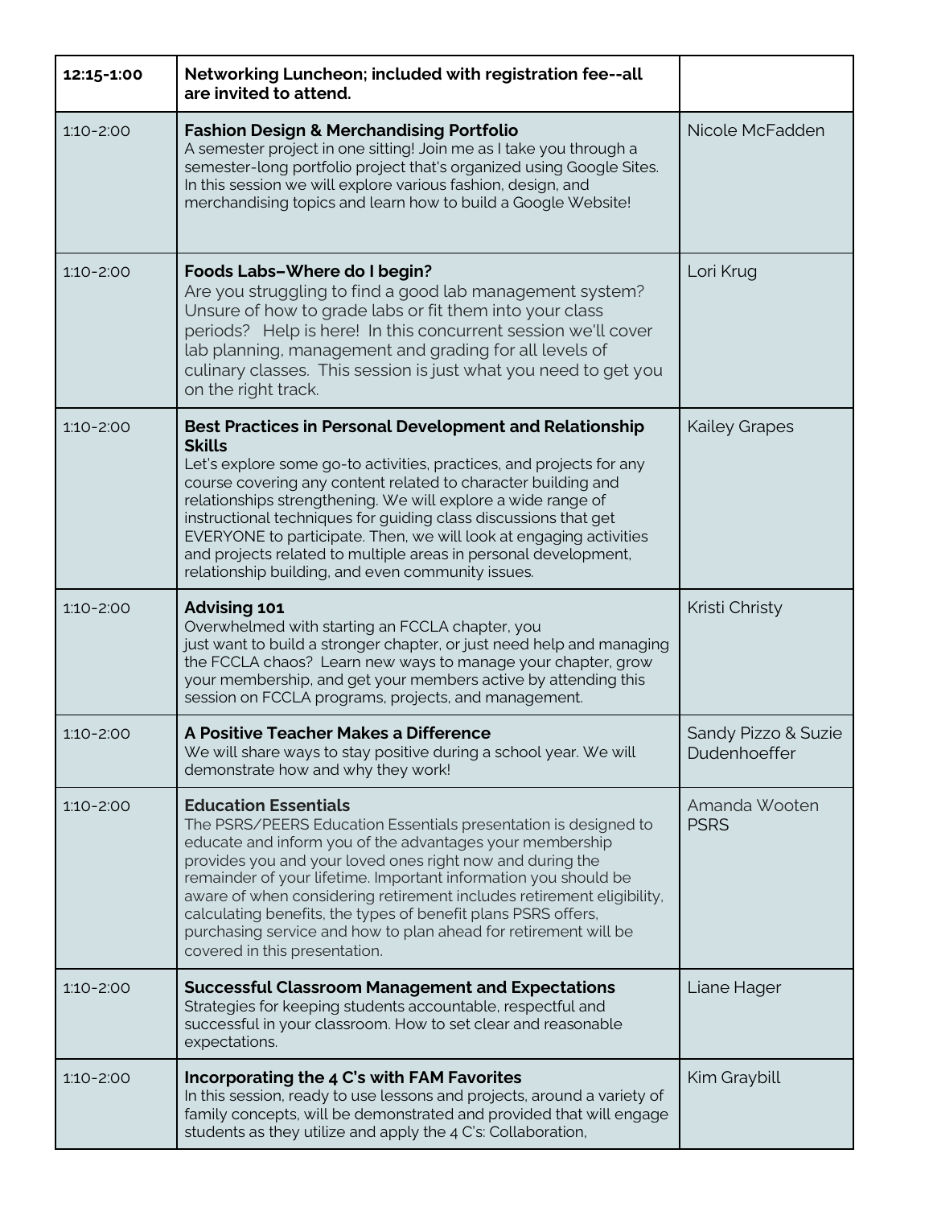| 12:15-1:00 | **Networking Luncheon; included with registration fee--all are invited to attend.** | |
|---|---|---|
| 1:10-2:00 | **Fashion Design & Merchandising Portfolio**<br>A semester project in one sitting! Join me as I take you through a semester-long portfolio project that's organized using Google Sites. In this session we will explore various fashion, design, and merchandising topics and learn how to build a Google Website! | Nicole McFadden |
| 1:10-2:00 | **Foods Labs–Where do I begin?**<br>Are you struggling to find a good lab management system? Unsure of how to grade labs or fit them into your class periods? Help is here! In this concurrent session we'll cover lab planning, management and grading for all levels of culinary classes. This session is just what you need to get you on the right track. | Lori Krug |
| 1:10-2:00 | **Best Practices in Personal Development and Relationship Skills**<br>Let's explore some go-to activities, practices, and projects for any course covering any content related to character building and relationships strengthening. We will explore a wide range of instructional techniques for guiding class discussions that get EVERYONE to participate. Then, we will look at engaging activities and projects related to multiple areas in personal development, relationship building, and even community issues. | Kailey Grapes |
| 1:10-2:00 | **Advising 101**<br>Overwhelmed with starting an FCCLA chapter, you just want to build a stronger chapter, or just need help and managing the FCCLA chaos? Learn new ways to manage your chapter, grow your membership, and get your members active by attending this session on FCCLA programs, projects, and management. | Kristi Christy |
| 1:10-2:00 | **A Positive Teacher Makes a Difference**<br>We will share ways to stay positive during a school year. We will demonstrate how and why they work! | Sandy Pizzo & Suzie Dudenhoeffer |
| 1:10-2:00 | **Education Essentials**<br>The PSRS/PEERS Education Essentials presentation is designed to educate and inform you of the advantages your membership provides you and your loved ones right now and during the remainder of your lifetime. Important information you should be aware of when considering retirement includes retirement eligibility, calculating benefits, the types of benefit plans PSRS offers, purchasing service and how to plan ahead for retirement will be covered in this presentation. | Amanda Wooten PSRS |
| 1:10-2:00 | **Successful Classroom Management and Expectations**<br>Strategies for keeping students accountable, respectful and successful in your classroom. How to set clear and reasonable expectations. | Liane Hager |
| 1:10-2:00 | **Incorporating the 4 C's with FAM Favorites**<br>In this session, ready to use lessons and projects, around a variety of family concepts, will be demonstrated and provided that will engage students as they utilize and apply the 4 C's: Collaboration, | Kim Graybill |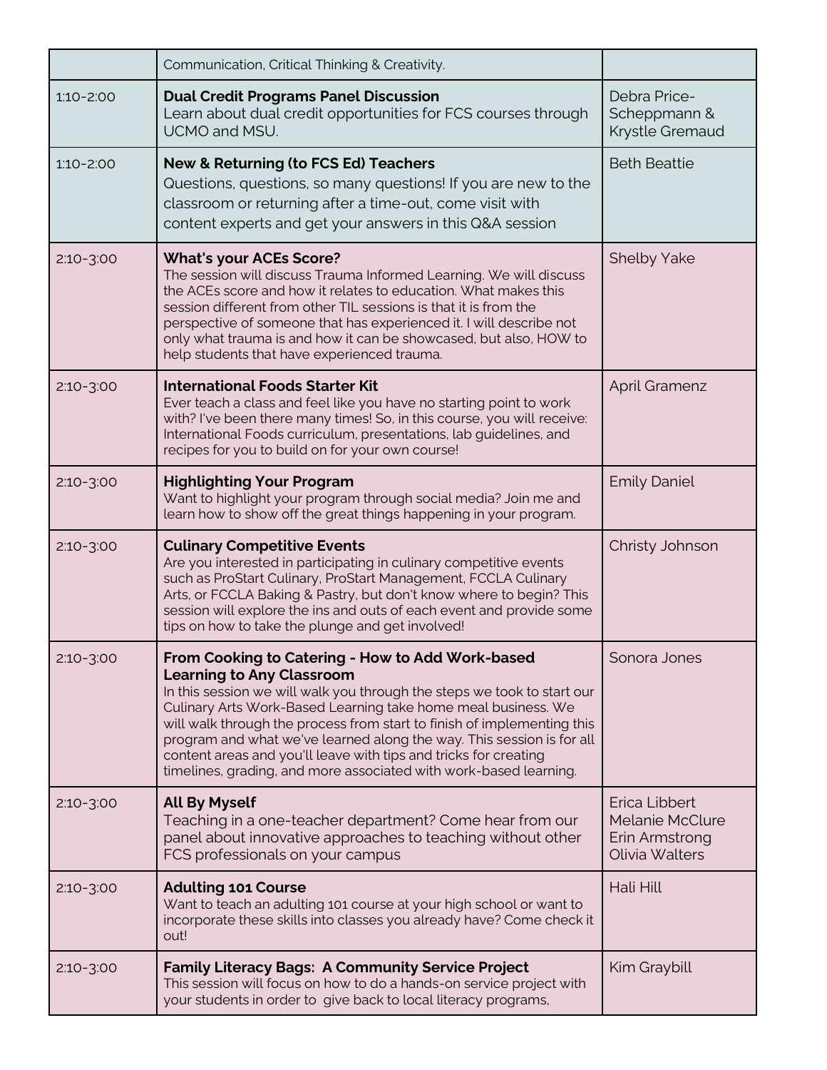| | | |
|---|---|---|
| | Communication, Critical Thinking & Creativity. | |
| 1:10-2:00 | **Dual Credit Programs Panel Discussion** Learn about dual credit opportunities for FCS courses through UCMO and MSU. | Debra Price-Scheppmann & Krystle Gremaud |
| 1:10-2:00 | **New & Returning (to FCS Ed) Teachers** Questions, questions, so many questions! If you are new to the classroom or returning after a time-out, come visit with content experts and get your answers in this Q&A session | Beth Beattie |
| 2:10-3:00 | **What's your ACEs Score?** The session will discuss Trauma Informed Learning. We will discuss the ACEs score and how it relates to education. What makes this session different from other TIL sessions is that it is from the perspective of someone that has experienced it. I will describe not only what trauma is and how it can be showcased, but also, HOW to help students that have experienced trauma. | Shelby Yake |
| 2:10-3:00 | **International Foods Starter Kit** Ever teach a class and feel like you have no starting point to work with? I've been there many times! So, in this course, you will receive: International Foods curriculum, presentations, lab guidelines, and recipes for you to build on for your own course! | April Gramenz |
| 2:10-3:00 | **Highlighting Your Program** Want to highlight your program through social media? Join me and learn how to show off the great things happening in your program. | Emily Daniel |
| 2:10-3:00 | **Culinary Competitive Events** Are you interested in participating in culinary competitive events such as ProStart Culinary, ProStart Management, FCCLA Culinary Arts, or FCCLA Baking & Pastry, but don't know where to begin? This session will explore the ins and outs of each event and provide some tips on how to take the plunge and get involved! | Christy Johnson |
| 2:10-3:00 | **From Cooking to Catering - How to Add Work-based Learning to Any Classroom** In this session we will walk you through the steps we took to start our Culinary Arts Work-Based Learning take home meal business. We will walk through the process from start to finish of implementing this program and what we've learned along the way. This session is for all content areas and you'll leave with tips and tricks for creating timelines, grading, and more associated with work-based learning. | Sonora Jones |
| 2:10-3:00 | **All By Myself** Teaching in a one-teacher department? Come hear from our panel about innovative approaches to teaching without other FCS professionals on your campus | Erica Libbert Melanie McClure Erin Armstrong Olivia Walters |
| 2:10-3:00 | **Adulting 101 Course** Want to teach an adulting 101 course at your high school or want to incorporate these skills into classes you already have? Come check it out! | Hali Hill |
| 2:10-3:00 | **Family Literacy Bags: A Community Service Project** This session will focus on how to do a hands-on service project with your students in order to give back to local literacy programs, | Kim Graybill |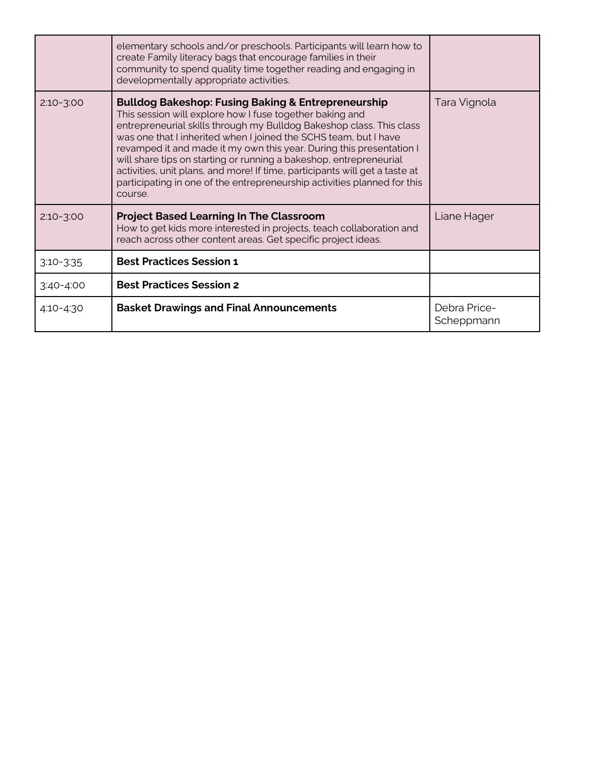| | | |
|---|---|---|
| | elementary schools and/or preschools. Participants will learn how to create Family literacy bags that encourage families in their community to spend quality time together reading and engaging in developmentally appropriate activities. | |
| 2:10-3:00 | **Bulldog Bakeshop: Fusing Baking & Entrepreneurship** This session will explore how I fuse together baking and entrepreneurial skills through my Bulldog Bakeshop class. This class was one that I inherited when I joined the SCHS team, but I have revamped it and made it my own this year. During this presentation I will share tips on starting or running a bakeshop, entrepreneurial activities, unit plans, and more! If time, participants will get a taste at participating in one of the entrepreneurship activities planned for this course. | Tara Vignola |
| 2:10-3:00 | **Project Based Learning In The Classroom** How to get kids more interested in projects, teach collaboration and reach across other content areas. Get specific project ideas. | Liane Hager |
| 3:10-3:35 | **Best Practices Session 1** | |
| 3:40-4:00 | **Best Practices Session 2** | |
| 4:10-4:30 | **Basket Drawings and Final Announcements** | Debra Price-Scheppmann |